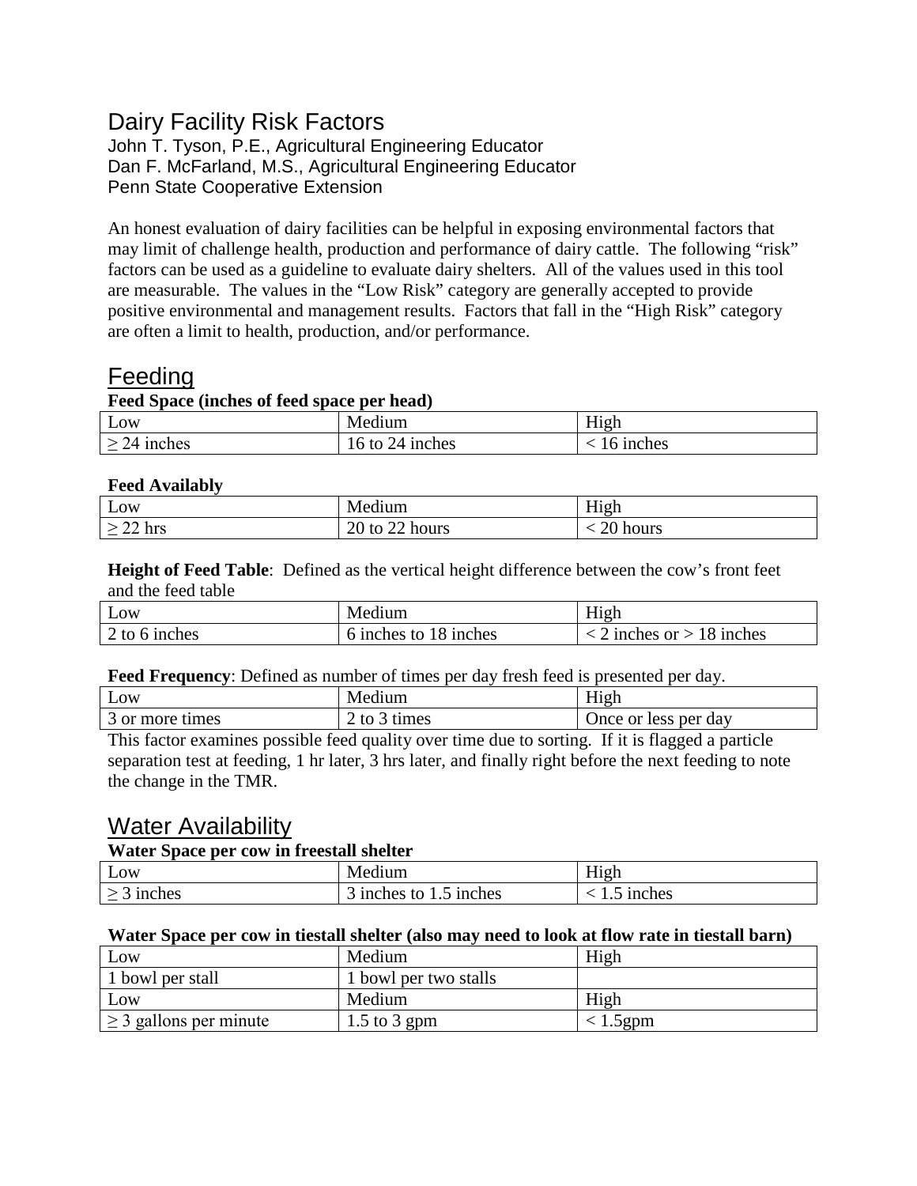# Dairy Facility Risk Factors

John T. Tyson, P.E., Agricultural Engineering Educator
Dan F. McFarland, M.S., Agricultural Engineering Educator
Penn State Cooperative Extension

An honest evaluation of dairy facilities can be helpful in exposing environmental factors that may limit of challenge health, production and performance of dairy cattle. The following "risk" factors can be used as a guideline to evaluate dairy shelters. All of the values used in this tool are measurable. The values in the "Low Risk" category are generally accepted to provide positive environmental and management results. Factors that fall in the "High Risk" category are often a limit to health, production, and/or performance.

## Feeding

**Feed Space (inches of feed space per head)**

| Low | Medium | High |
|---|---|---|
| ≥ 24 inches | 16 to 24 inches | < 16 inches |

**Feed Availably**

| Low | Medium | High |
|---|---|---|
| ≥ 22 hrs | 20 to 22 hours | < 20 hours |

**Height of Feed Table**: Defined as the vertical height difference between the cow's front feet and the feed table

| Low | Medium | High |
|---|---|---|
| 2 to 6 inches | 6 inches to 18 inches | < 2 inches or > 18 inches |

**Feed Frequency**: Defined as number of times per day fresh feed is presented per day.

| Low | Medium | High |
|---|---|---|
| 3 or more times | 2 to 3 times | Once or less per day |

This factor examines possible feed quality over time due to sorting. If it is flagged a particle separation test at feeding, 1 hr later, 3 hrs later, and finally right before the next feeding to note the change in the TMR.

## Water Availability

**Water Space per cow in freestall shelter**

| Low | Medium | High |
|---|---|---|
| ≥ 3 inches | 3 inches to 1.5 inches | < 1.5 inches |

**Water Space per cow in tiestall shelter (also may need to look at flow rate in tiestall barn)**

| Low | Medium | High |
|---|---|---|
| 1 bowl per stall | 1 bowl per two stalls | |
| Low | Medium | High |
| ≥ 3 gallons per minute | 1.5 to 3 gpm | < 1.5gpm |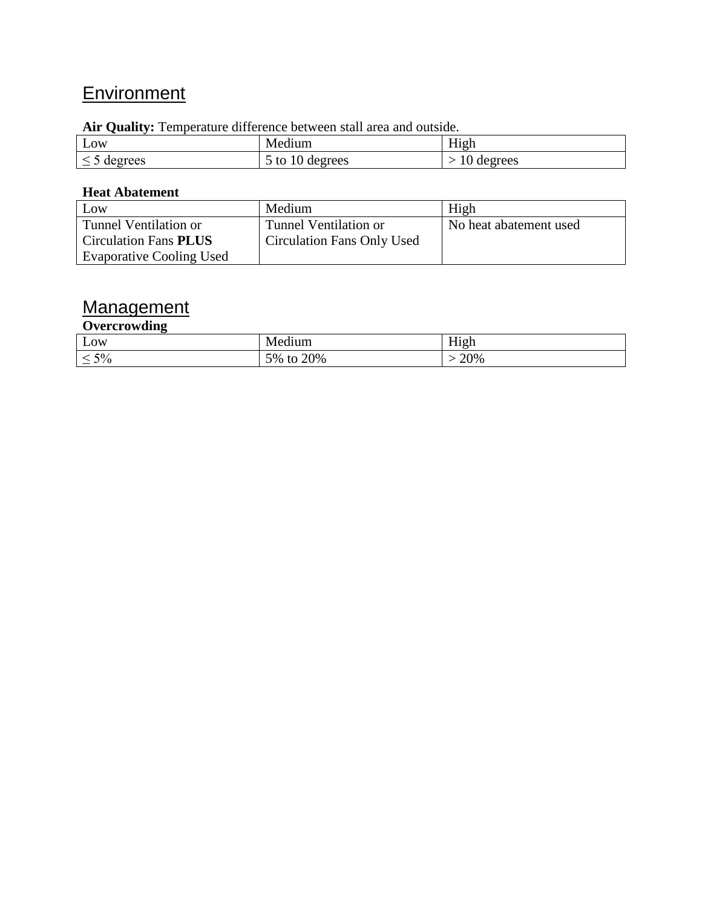## Environment

**Air Quality:** Temperature difference between stall area and outside.

| Low | Medium | High |
| --- | --- | --- |
| ≤ 5 degrees | 5 to 10 degrees | > 10 degrees |

**Heat Abatement**

| Low | Medium | High |
| --- | --- | --- |
| Tunnel Ventilation or Circulation Fans **PLUS** Evaporative Cooling Used | Tunnel Ventilation or Circulation Fans Only Used | No heat abatement used |

## Management

**Overcrowding**

| Low | Medium | High |
| --- | --- | --- |
| ≤ 5% | 5% to 20% | > 20% |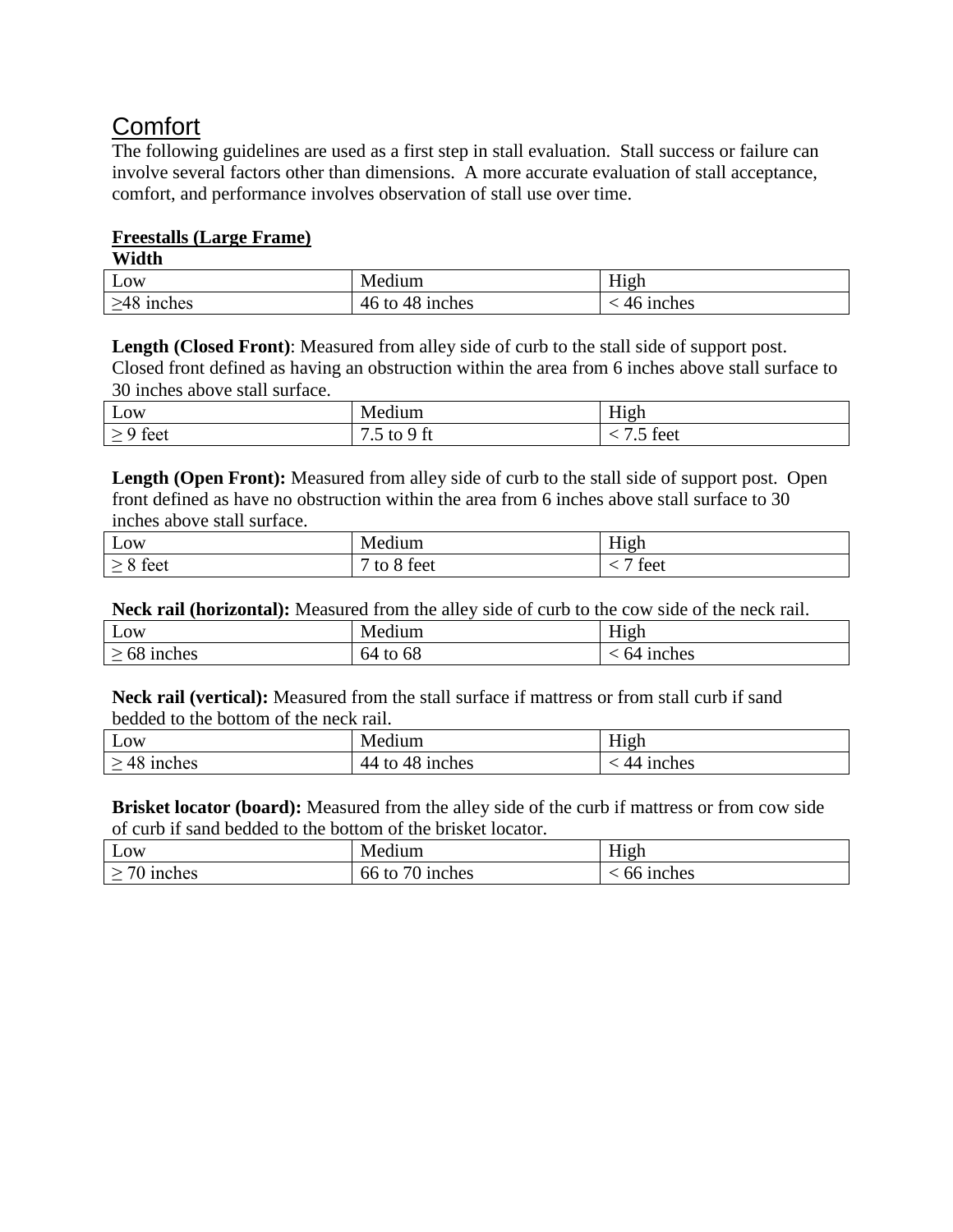## Comfort

The following guidelines are used as a first step in stall evaluation. Stall success or failure can involve several factors other than dimensions. A more accurate evaluation of stall acceptance, comfort, and performance involves observation of stall use over time.

**Freestalls (Large Frame)**

**Width**

| Low | Medium | High |
|---|---|---|
| ≥48 inches | 46 to 48 inches | < 46 inches |

**Length (Closed Front)**: Measured from alley side of curb to the stall side of support post. Closed front defined as having an obstruction within the area from 6 inches above stall surface to 30 inches above stall surface.

| Low | Medium | High |
|---|---|---|
| ≥ 9 feet | 7.5 to 9 ft | < 7.5 feet |

**Length (Open Front):** Measured from alley side of curb to the stall side of support post. Open front defined as have no obstruction within the area from 6 inches above stall surface to 30 inches above stall surface.

| Low | Medium | High |
|---|---|---|
| ≥ 8 feet | 7 to 8 feet | < 7 feet |

**Neck rail (horizontal):** Measured from the alley side of curb to the cow side of the neck rail.

| Low | Medium | High |
|---|---|---|
| ≥ 68 inches | 64 to 68 | < 64 inches |

**Neck rail (vertical):** Measured from the stall surface if mattress or from stall curb if sand bedded to the bottom of the neck rail.

| Low | Medium | High |
|---|---|---|
| ≥ 48 inches | 44 to 48 inches | < 44 inches |

**Brisket locator (board):** Measured from the alley side of the curb if mattress or from cow side of curb if sand bedded to the bottom of the brisket locator.

| Low | Medium | High |
|---|---|---|
| ≥ 70 inches | 66 to 70 inches | < 66 inches |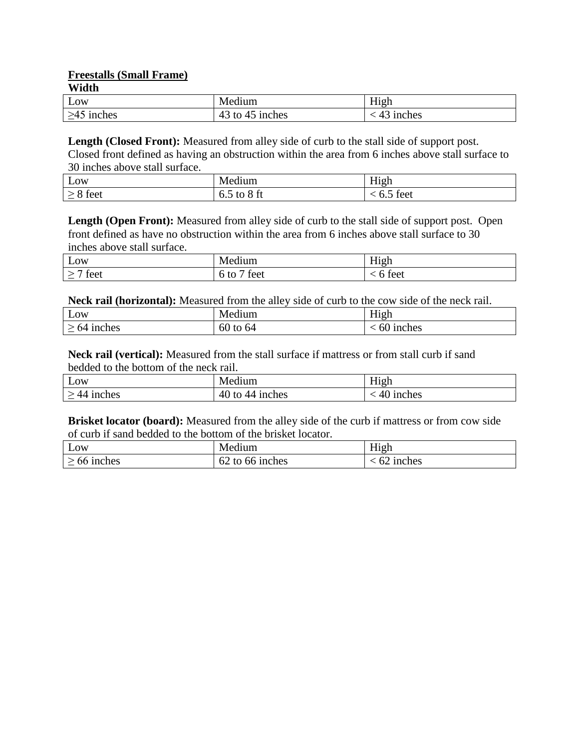**<u>Freestalls (Small Frame)</u>**

**Width**

| Low | Medium | High |
|---|---|---|
| ≥45 inches | 43 to 45 inches | < 43 inches |

**Length (Closed Front):** Measured from alley side of curb to the stall side of support post. Closed front defined as having an obstruction within the area from 6 inches above stall surface to 30 inches above stall surface.

| Low | Medium | High |
|---|---|---|
| ≥ 8 feet | 6.5 to 8 ft | < 6.5 feet |

**Length (Open Front):** Measured from alley side of curb to the stall side of support post. Open front defined as have no obstruction within the area from 6 inches above stall surface to 30 inches above stall surface.

| Low | Medium | High |
|---|---|---|
| ≥ 7 feet | 6 to 7 feet | < 6 feet |

**Neck rail (horizontal):** Measured from the alley side of curb to the cow side of the neck rail.

| Low | Medium | High |
|---|---|---|
| ≥ 64 inches | 60 to 64 | < 60 inches |

**Neck rail (vertical):** Measured from the stall surface if mattress or from stall curb if sand bedded to the bottom of the neck rail.

| Low | Medium | High |
|---|---|---|
| ≥ 44 inches | 40 to 44 inches | < 40 inches |

**Brisket locator (board):** Measured from the alley side of the curb if mattress or from cow side of curb if sand bedded to the bottom of the brisket locator.

| Low | Medium | High |
|---|---|---|
| ≥ 66 inches | 62 to 66 inches | < 62 inches |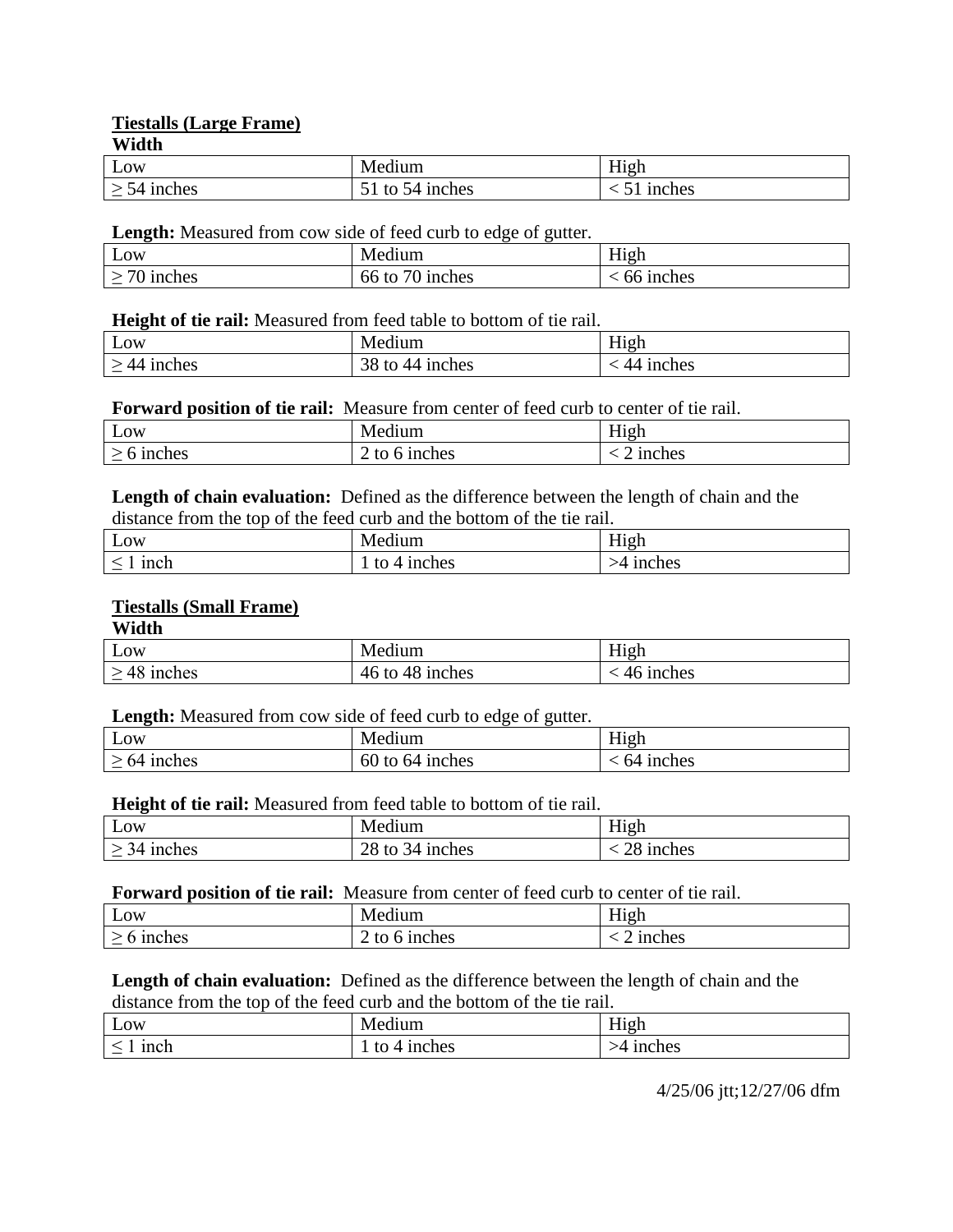**Tiestalls (Large Frame)**

**Width**

| Low | Medium | High |
|---|---|---|
| ≥ 54 inches | 51 to 54 inches | < 51 inches |

**Length:** Measured from cow side of feed curb to edge of gutter.

| Low | Medium | High |
|---|---|---|
| ≥ 70 inches | 66 to 70 inches | < 66 inches |

**Height of tie rail:** Measured from feed table to bottom of tie rail.

| Low | Medium | High |
|---|---|---|
| ≥ 44 inches | 38 to 44 inches | < 44 inches |

**Forward position of tie rail:** Measure from center of feed curb to center of tie rail.

| Low | Medium | High |
|---|---|---|
| ≥ 6 inches | 2 to 6 inches | < 2 inches |

**Length of chain evaluation:** Defined as the difference between the length of chain and the distance from the top of the feed curb and the bottom of the tie rail.

| Low | Medium | High |
|---|---|---|
| ≤ 1 inch | 1 to 4 inches | >4 inches |

**Tiestalls (Small Frame)**

**Width**

| Low | Medium | High |
|---|---|---|
| ≥ 48 inches | 46 to 48 inches | < 46 inches |

**Length:** Measured from cow side of feed curb to edge of gutter.

| Low | Medium | High |
|---|---|---|
| ≥ 64 inches | 60 to 64 inches | < 64 inches |

**Height of tie rail:** Measured from feed table to bottom of tie rail.

| Low | Medium | High |
|---|---|---|
| ≥ 34 inches | 28 to 34 inches | < 28 inches |

**Forward position of tie rail:** Measure from center of feed curb to center of tie rail.

| Low | Medium | High |
|---|---|---|
| ≥ 6 inches | 2 to 6 inches | < 2 inches |

**Length of chain evaluation:** Defined as the difference between the length of chain and the distance from the top of the feed curb and the bottom of the tie rail.

| Low | Medium | High |
|---|---|---|
| ≤ 1 inch | 1 to 4 inches | >4 inches |

4/25/06 jtt;12/27/06 dfm